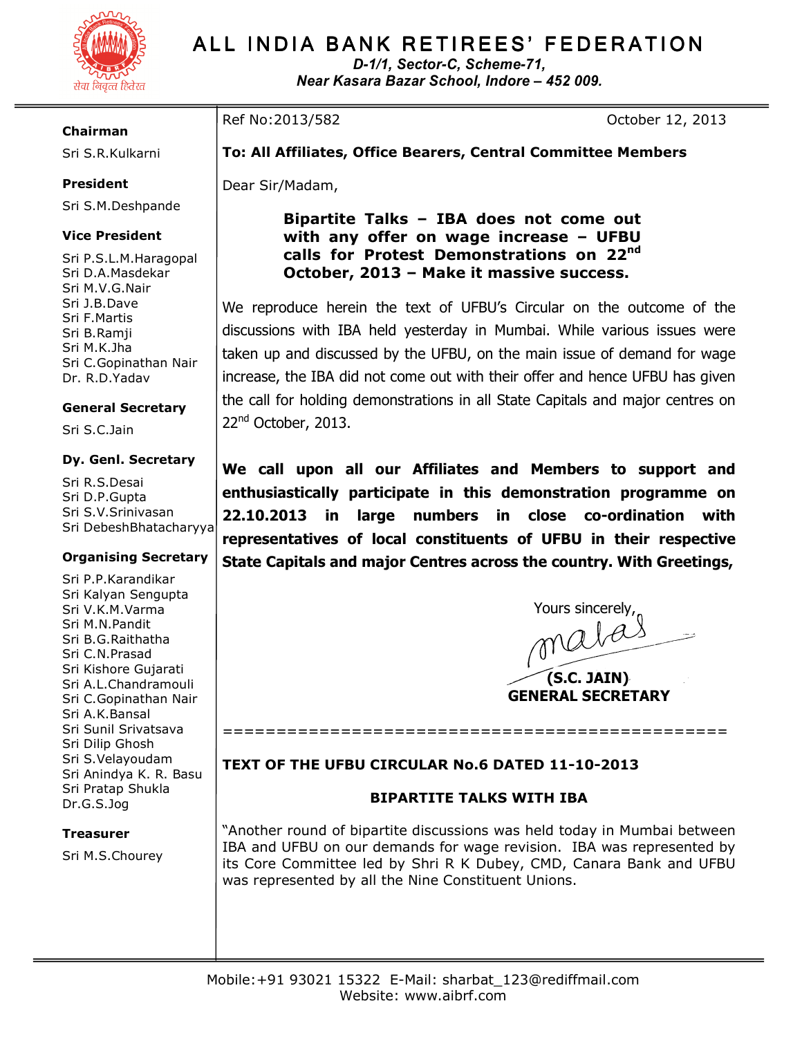# ALL INDIA BANK RETIREES' FEDERATION

*D-1/1, Sector-C, Scheme-71,*
*Near Kasara Bazar School, Indore – 452 009.*

**Chairman**
Sri S.R.Kulkarni

**President**
Sri S.M.Deshpande

**Vice President**
Sri P.S.L.M.Haragopal
Sri D.A.Masdekar
Sri M.V.G.Nair
Sri J.B.Dave
Sri F.Martis
Sri B.Ramji
Sri M.K.Jha
Sri C.Gopinathan Nair
Dr. R.D.Yadav

**General Secretary**
Sri S.C.Jain

**Dy. Genl. Secretary**
Sri R.S.Desai
Sri D.P.Gupta
Sri S.V.Srinivasan
Sri DebeshBhatacharyya

**Organising Secretary**
Sri P.P.Karandikar
Sri Kalyan Sengupta
Sri V.K.M.Varma
Sri M.N.Pandit
Sri B.G.Raithatha
Sri C.N.Prasad
Sri Kishore Gujarati
Sri A.L.Chandramouli
Sri C.Gopinathan Nair
Sri A.K.Bansal
Sri Sunil Srivatsava
Sri Dilip Ghosh
Sri S.Velayoudam
Sri Anindya K. R. Basu
Sri Pratap Shukla
Dr.G.S.Jog

**Treasurer**
Sri M.S.Chourey

---

Ref No:2013/582 October 12, 2013

**To: All Affiliates, Office Bearers, Central Committee Members**

Dear Sir/Madam,

**Bipartite Talks – IBA does not come out with any offer on wage increase – UFBU calls for Protest Demonstrations on 22nd October, 2013 – Make it massive success.**

We reproduce herein the text of UFBU's Circular on the outcome of the discussions with IBA held yesterday in Mumbai. While various issues were taken up and discussed by the UFBU, on the main issue of demand for wage increase, the IBA did not come out with their offer and hence UFBU has given the call for holding demonstrations in all State Capitals and major centres on 22nd October, 2013.

**We call upon all our Affiliates and Members to support and enthusiastically participate in this demonstration programme on 22.10.2013 in large numbers in close co-ordination with representatives of local constituents of UFBU in their respective State Capitals and major Centres across the country. With Greetings,**

Yours sincerely,

**(S.C. JAIN)**
**GENERAL SECRETARY**

==============================================

**TEXT OF THE UFBU CIRCULAR No.6 DATED 11-10-2013**

**BIPARTITE TALKS WITH IBA**

"Another round of bipartite discussions was held today in Mumbai between IBA and UFBU on our demands for wage revision. IBA was represented by its Core Committee led by Shri R K Dubey, CMD, Canara Bank and UFBU was represented by all the Nine Constituent Unions.

Mobile:+91 93021 15322 E-Mail: sharbat_123@rediffmail.com
Website: www.aibrf.com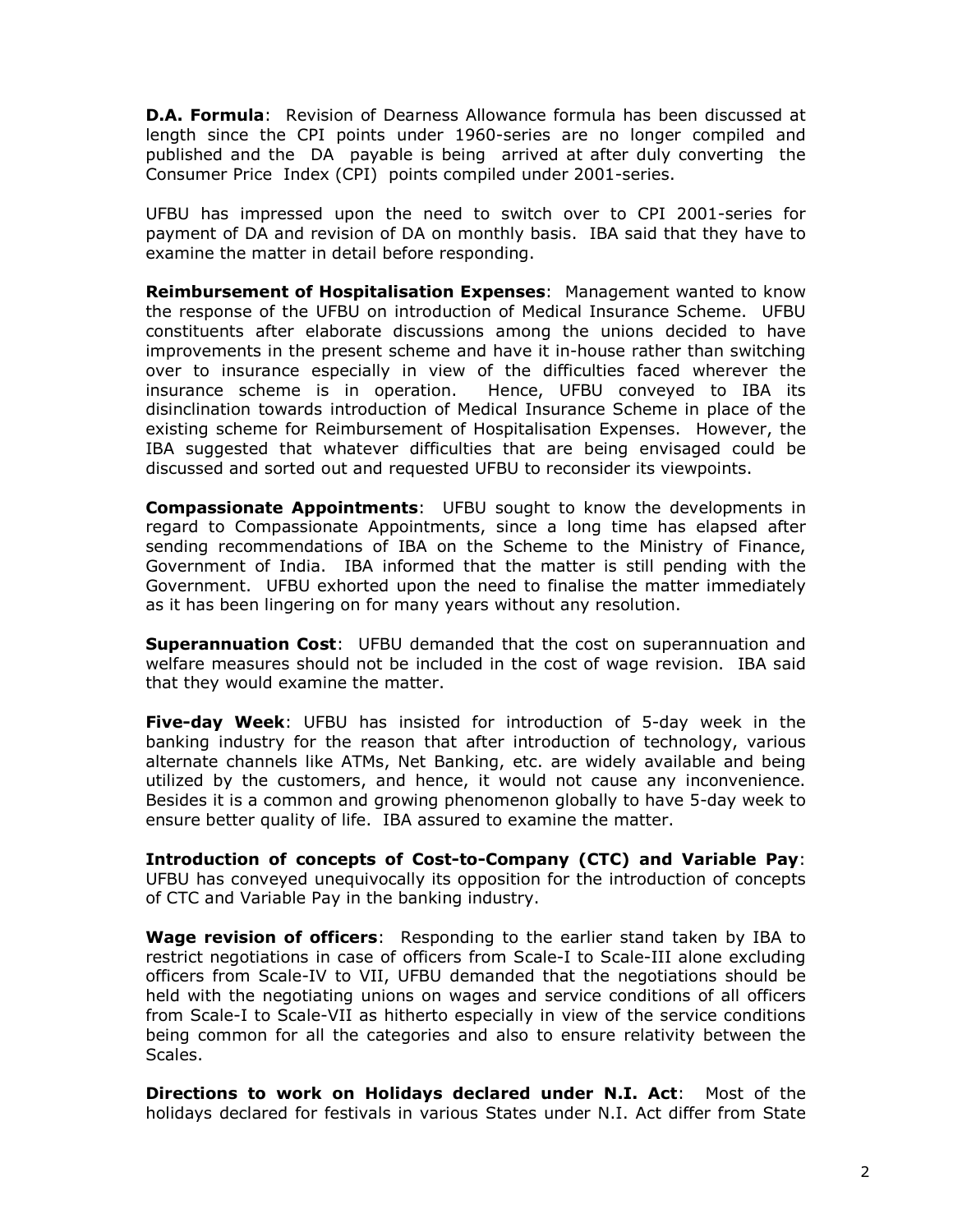**D.A. Formula**: Revision of Dearness Allowance formula has been discussed at length since the CPI points under 1960-series are no longer compiled and published and the DA payable is being arrived at after duly converting the Consumer Price Index (CPI) points compiled under 2001-series.

UFBU has impressed upon the need to switch over to CPI 2001-series for payment of DA and revision of DA on monthly basis. IBA said that they have to examine the matter in detail before responding.

**Reimbursement of Hospitalisation Expenses**: Management wanted to know the response of the UFBU on introduction of Medical Insurance Scheme. UFBU constituents after elaborate discussions among the unions decided to have improvements in the present scheme and have it in-house rather than switching over to insurance especially in view of the difficulties faced wherever the insurance scheme is in operation. Hence, UFBU conveyed to IBA its disinclination towards introduction of Medical Insurance Scheme in place of the existing scheme for Reimbursement of Hospitalisation Expenses. However, the IBA suggested that whatever difficulties that are being envisaged could be discussed and sorted out and requested UFBU to reconsider its viewpoints.

**Compassionate Appointments**: UFBU sought to know the developments in regard to Compassionate Appointments, since a long time has elapsed after sending recommendations of IBA on the Scheme to the Ministry of Finance, Government of India. IBA informed that the matter is still pending with the Government. UFBU exhorted upon the need to finalise the matter immediately as it has been lingering on for many years without any resolution.

**Superannuation Cost**: UFBU demanded that the cost on superannuation and welfare measures should not be included in the cost of wage revision. IBA said that they would examine the matter.

**Five-day Week**: UFBU has insisted for introduction of 5-day week in the banking industry for the reason that after introduction of technology, various alternate channels like ATMs, Net Banking, etc. are widely available and being utilized by the customers, and hence, it would not cause any inconvenience. Besides it is a common and growing phenomenon globally to have 5-day week to ensure better quality of life. IBA assured to examine the matter.

**Introduction of concepts of Cost-to-Company (CTC) and Variable Pay**: UFBU has conveyed unequivocally its opposition for the introduction of concepts of CTC and Variable Pay in the banking industry.

**Wage revision of officers**: Responding to the earlier stand taken by IBA to restrict negotiations in case of officers from Scale-I to Scale-III alone excluding officers from Scale-IV to VII, UFBU demanded that the negotiations should be held with the negotiating unions on wages and service conditions of all officers from Scale-I to Scale-VII as hitherto especially in view of the service conditions being common for all the categories and also to ensure relativity between the Scales.

**Directions to work on Holidays declared under N.I. Act**: Most of the holidays declared for festivals in various States under N.I. Act differ from State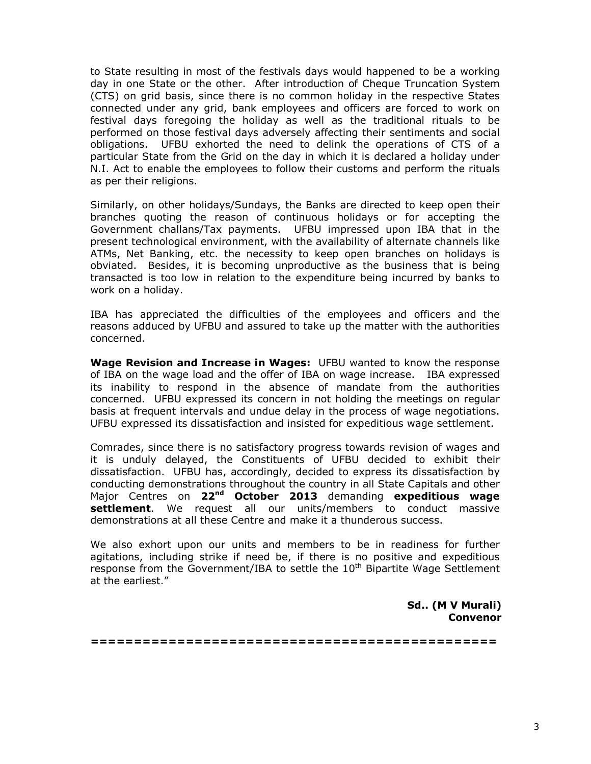to State resulting in most of the festivals days would happened to be a working day in one State or the other. After introduction of Cheque Truncation System (CTS) on grid basis, since there is no common holiday in the respective States connected under any grid, bank employees and officers are forced to work on festival days foregoing the holiday as well as the traditional rituals to be performed on those festival days adversely affecting their sentiments and social obligations. UFBU exhorted the need to delink the operations of CTS of a particular State from the Grid on the day in which it is declared a holiday under N.I. Act to enable the employees to follow their customs and perform the rituals as per their religions.

Similarly, on other holidays/Sundays, the Banks are directed to keep open their branches quoting the reason of continuous holidays or for accepting the Government challans/Tax payments. UFBU impressed upon IBA that in the present technological environment, with the availability of alternate channels like ATMs, Net Banking, etc. the necessity to keep open branches on holidays is obviated. Besides, it is becoming unproductive as the business that is being transacted is too low in relation to the expenditure being incurred by banks to work on a holiday.

IBA has appreciated the difficulties of the employees and officers and the reasons adduced by UFBU and assured to take up the matter with the authorities concerned.

**Wage Revision and Increase in Wages:** UFBU wanted to know the response of IBA on the wage load and the offer of IBA on wage increase. IBA expressed its inability to respond in the absence of mandate from the authorities concerned. UFBU expressed its concern in not holding the meetings on regular basis at frequent intervals and undue delay in the process of wage negotiations. UFBU expressed its dissatisfaction and insisted for expeditious wage settlement.

Comrades, since there is no satisfactory progress towards revision of wages and it is unduly delayed, the Constituents of UFBU decided to exhibit their dissatisfaction. UFBU has, accordingly, decided to express its dissatisfaction by conducting demonstrations throughout the country in all State Capitals and other Major Centres on **22nd October 2013** demanding **expeditious wage settlement**. We request all our units/members to conduct massive demonstrations at all these Centre and make it a thunderous success.

We also exhort upon our units and members to be in readiness for further agitations, including strike if need be, if there is no positive and expeditious response from the Government/IBA to settle the 10th Bipartite Wage Settlement at the earliest."

**Sd.. (M V Murali)**
**Convenor**

==============================================